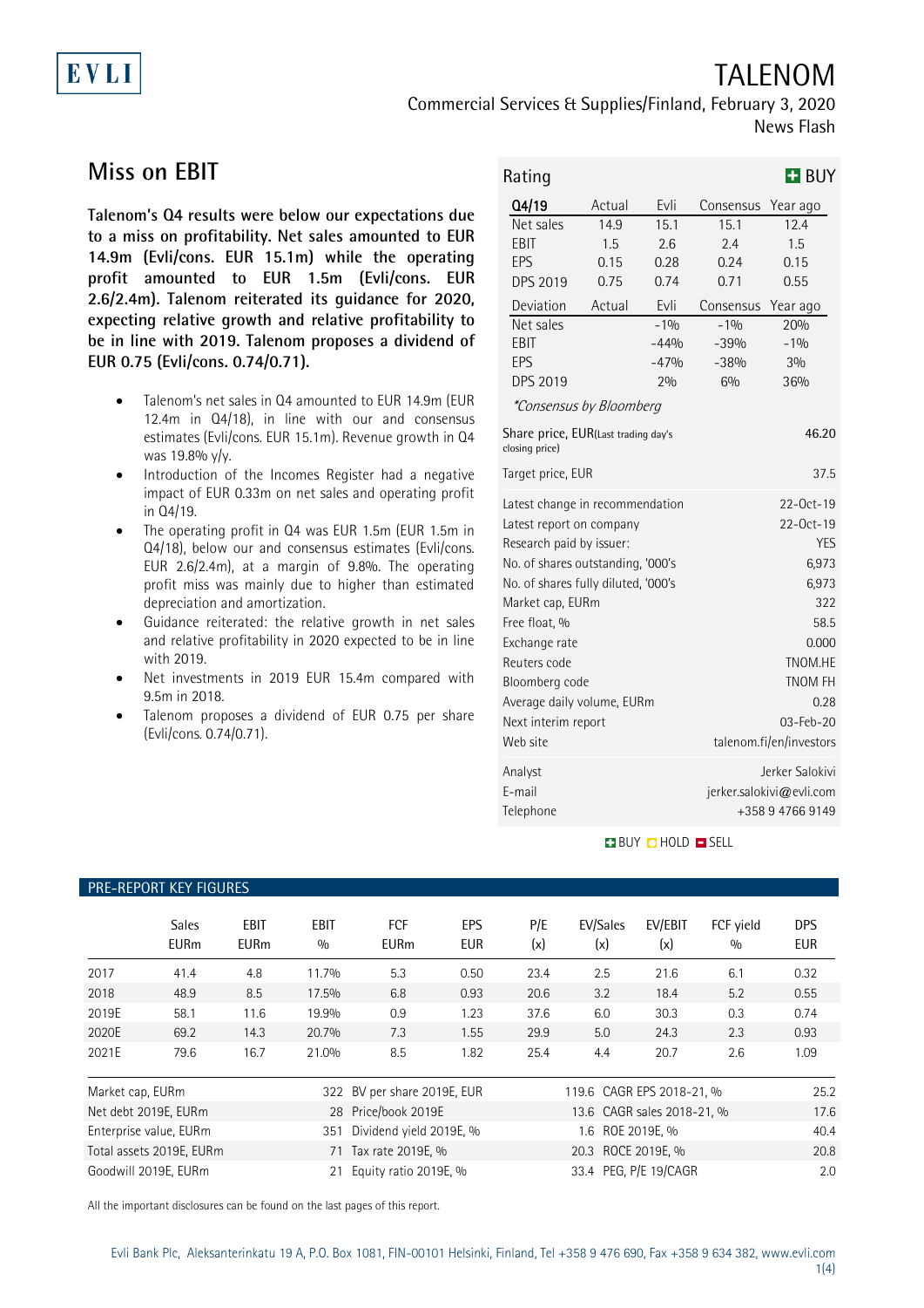EVLI

# TALENOM

Commercial Services & Supplies/Finland, February 3, 2020

News Flash

## Miss on EBIT

**Talenom's Q4 results were below our expectations due to a miss on profitability. Net sales amounted to EUR 14.9m (Evli/cons. EUR 15.1m) while the operating profit amounted to EUR 1.5m (Evli/cons. EUR 2.6/2.4m). Talenom reiterated its guidance for 2020, expecting relative growth and relative profitability to be in line with 2019. Talenom proposes a dividend of EUR 0.75 (Evli/cons. 0.74/0.71).**

- Talenom's net sales in Q4 amounted to EUR 14.9m (EUR 12.4m in Q4/18), in line with our and consensus estimates (Evli/cons. EUR 15.1m). Revenue growth in Q4 was 19.8% y/y.
- Introduction of the Incomes Register had a negative impact of EUR 0.33m on net sales and operating profit in Q4/19.
- The operating profit in Q4 was EUR 1.5m (EUR 1.5m in Q4/18), below our and consensus estimates (Evli/cons. EUR 2.6/2.4m), at a margin of 9.8%. The operating profit miss was mainly due to higher than estimated depreciation and amortization.
- Guidance reiterated: the relative growth in net sales and relative profitability in 2020 expected to be in line with 2019.
- Net investments in 2019 EUR 15.4m compared with 9.5m in 2018.
- Talenom proposes a dividend of EUR 0.75 per share (Evli/cons. 0.74/0.71).

**Rating: BUY**

| Q4/19 | Actual | Evli | Consensus | Year ago |
|---|---|---|---|---|
| Net sales | 14.9 | 15.1 | 15.1 | 12.4 |
| EBIT | 1.5 | 2.6 | 2.4 | 1.5 |
| EPS | 0.15 | 0.28 | 0.24 | 0.15 |
| DPS 2019 | 0.75 | 0.74 | 0.71 | 0.55 |
| **Deviation** | **Actual** | **Evli** | **Consensus** | **Year ago** |
| Net sales | | -1% | -1% | 20% |
| EBIT | | -44% | -39% | -1% |
| EPS | | -47% | -38% | 3% |
| DPS 2019 | | 2% | 6% | 36% |

*Consensus by Bloomberg*

| | |
|---|---|
| Share price, EUR (Last trading day's closing price) | 46.20 |
| Target price, EUR | 37.5 |
| Latest change in recommendation | 22-Oct-19 |
| Latest report on company | 22-Oct-19 |
| Research paid by issuer: | YES |
| No. of shares outstanding, '000's | 6,973 |
| No. of shares fully diluted, '000's | 6,973 |
| Market cap, EURm | 322 |
| Free float, % | 58.5 |
| Exchange rate | 0.000 |
| Reuters code | TNOM.HE |
| Bloomberg code | TNOM FH |
| Average daily volume, EURm | 0.28 |
| Next interim report | 03-Feb-20 |
| Web site | talenom.fi/en/investors |
| Analyst | Jerker Salokivi |
| E-mail | jerker.salokivi@evli.com |
| Telephone | +358 9 4766 9149 |

BUY HOLD SELL

### PRE-REPORT KEY FIGURES

| | Sales EURm | EBIT EURm | EBIT % | FCF EURm | EPS EUR | P/E (x) | EV/Sales (x) | EV/EBIT (x) | FCF yield % | DPS EUR |
|---|---|---|---|---|---|---|---|---|---|---|
| 2017 | 41.4 | 4.8 | 11.7% | 5.3 | 0.50 | 23.4 | 2.5 | 21.6 | 6.1 | 0.32 |
| 2018 | 48.9 | 8.5 | 17.5% | 6.8 | 0.93 | 20.6 | 3.2 | 18.4 | 5.2 | 0.55 |
| 2019E | 58.1 | 11.6 | 19.9% | 0.9 | 1.23 | 37.6 | 6.0 | 30.3 | 0.3 | 0.74 |
| 2020E | 69.2 | 14.3 | 20.7% | 7.3 | 1.55 | 29.9 | 5.0 | 24.3 | 2.3 | 0.93 |
| 2021E | 79.6 | 16.7 | 21.0% | 8.5 | 1.82 | 25.4 | 4.4 | 20.7 | 2.6 | 1.09 |

| | | | | | |
|---|---|---|---|---|---|
| Market cap, EURm | 322 | BV per share 2019E, EUR | 119.6 | CAGR EPS 2018-21, % | 25.2 |
| Net debt 2019E, EURm | 28 | Price/book 2019E | 13.6 | CAGR sales 2018-21, % | 17.6 |
| Enterprise value, EURm | 351 | Dividend yield 2019E, % | 1.6 | ROE 2019E, % | 40.4 |
| Total assets 2019E, EURm | 71 | Tax rate 2019E, % | 20.3 | ROCE 2019E, % | 20.8 |
| Goodwill 2019E, EURm | 21 | Equity ratio 2019E, % | 33.4 | PEG, P/E 19/CAGR | 2.0 |

All the important disclosures can be found on the last pages of this report.

Evli Bank Plc, Aleksanterinkatu 19 A, P.O. Box 1081, FIN-00101 Helsinki, Finland, Tel +358 9 476 690, Fax +358 9 634 382, www.evli.com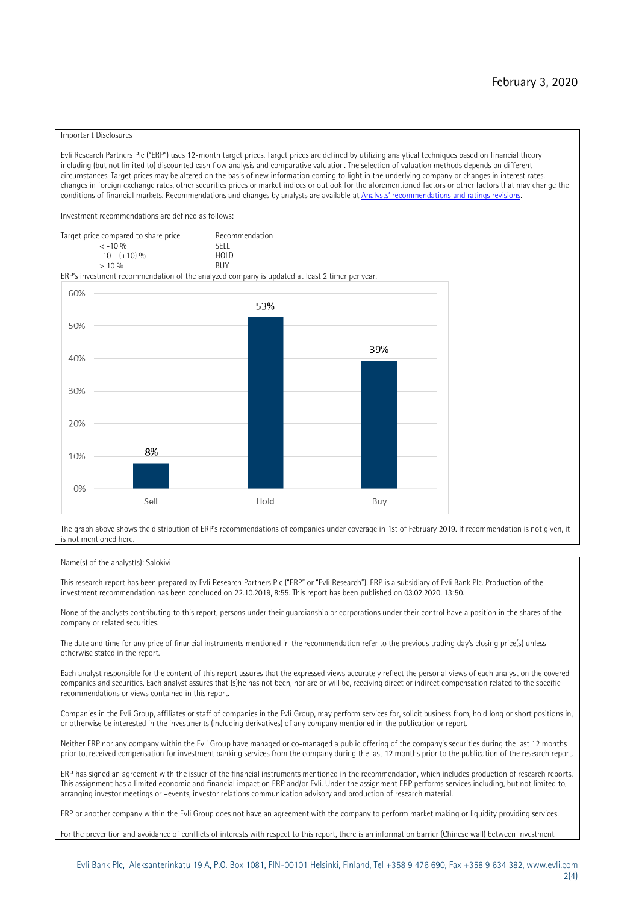February 3, 2020

Important Disclosures

Evli Research Partners Plc ("ERP") uses 12-month target prices. Target prices are defined by utilizing analytical techniques based on financial theory including (but not limited to) discounted cash flow analysis and comparative valuation. The selection of valuation methods depends on different circumstances. Target prices may be altered on the basis of new information coming to light in the underlying company or changes in interest rates, changes in foreign exchange rates, other securities prices or market indices or outlook for the aforementioned factors or other factors that may change the conditions of financial markets. Recommendations and changes by analysts are available at Analysts' recommendations and ratings revisions.

Investment recommendations are defined as follows:

| Target price compared to share price | Recommendation |
|---|---|
| < -10 % | SELL |
| -10 – (+10) % | HOLD |
| > 10 % | BUY |

ERP's investment recommendation of the analyzed company is updated at least 2 timer per year.

| | Sell | Hold | Buy |
|---|---|---|---|
| Share of recommendations | 8% | 53% | 39% |

The graph above shows the distribution of ERP's recommendations of companies under coverage in 1st of February 2019. If recommendation is not given, it is not mentioned here.

Name(s) of the analyst(s): Salokivi

This research report has been prepared by Evli Research Partners Plc ("ERP" or "Evli Research"). ERP is a subsidiary of Evli Bank Plc. Production of the investment recommendation has been concluded on 22.10.2019, 8:55. This report has been published on 03.02.2020, 13:50.

None of the analysts contributing to this report, persons under their guardianship or corporations under their control have a position in the shares of the company or related securities.

The date and time for any price of financial instruments mentioned in the recommendation refer to the previous trading day's closing price(s) unless otherwise stated in the report.

Each analyst responsible for the content of this report assures that the expressed views accurately reflect the personal views of each analyst on the covered companies and securities. Each analyst assures that (s)he has not been, nor are or will be, receiving direct or indirect compensation related to the specific recommendations or views contained in this report.

Companies in the Evli Group, affiliates or staff of companies in the Evli Group, may perform services for, solicit business from, hold long or short positions in, or otherwise be interested in the investments (including derivatives) of any company mentioned in the publication or report.

Neither ERP nor any company within the Evli Group have managed or co-managed a public offering of the company's securities during the last 12 months prior to, received compensation for investment banking services from the company during the last 12 months prior to the publication of the research report.

ERP has signed an agreement with the issuer of the financial instruments mentioned in the recommendation, which includes production of research reports. This assignment has a limited economic and financial impact on ERP and/or Evli. Under the assignment ERP performs services including, but not limited to, arranging investor meetings or –events, investor relations communication advisory and production of research material.

ERP or another company within the Evli Group does not have an agreement with the company to perform market making or liquidity providing services.

For the prevention and avoidance of conflicts of interests with respect to this report, there is an information barrier (Chinese wall) between Investment

Evli Bank Plc, Aleksanterinkatu 19 A, P.O. Box 1081, FIN-00101 Helsinki, Finland, Tel +358 9 476 690, Fax +358 9 634 382, www.evli.com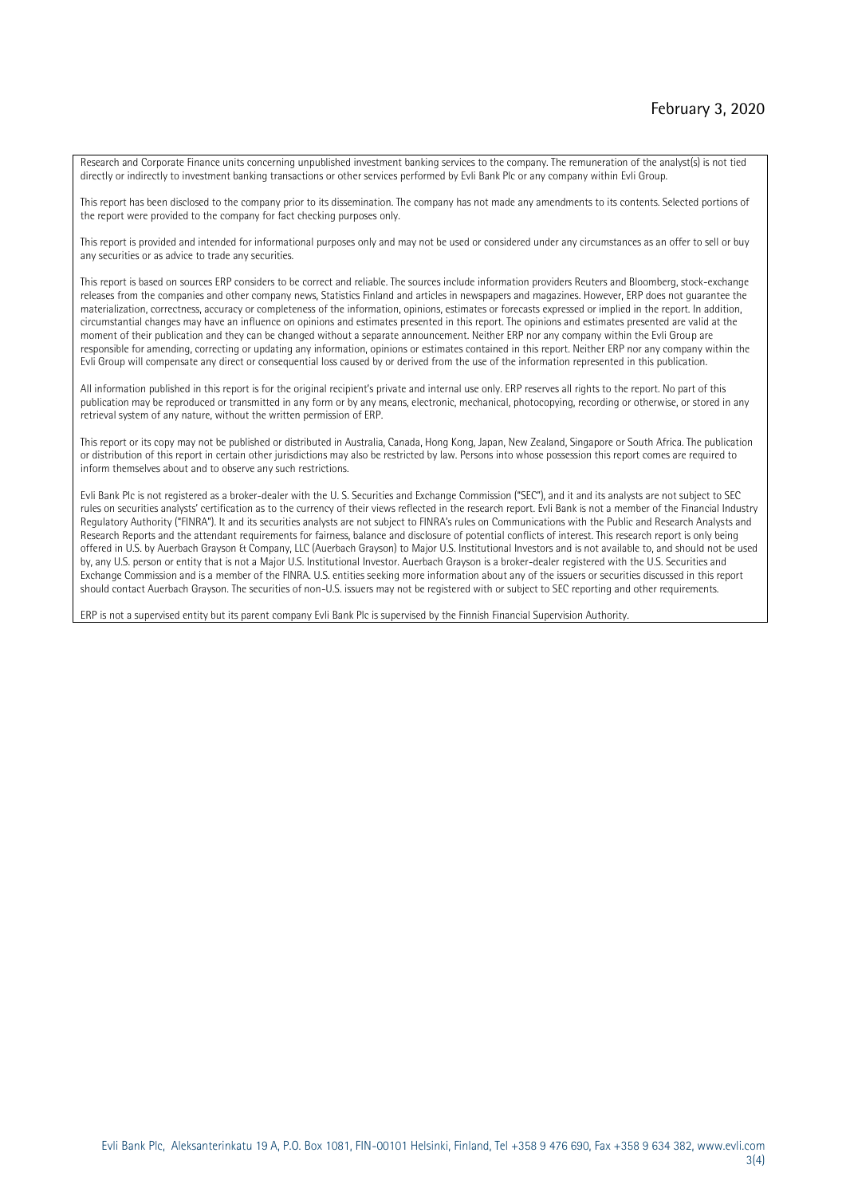Research and Corporate Finance units concerning unpublished investment banking services to the company. The remuneration of the analyst(s) is not tied directly or indirectly to investment banking transactions or other services performed by Evli Bank Plc or any company within Evli Group.

This report has been disclosed to the company prior to its dissemination. The company has not made any amendments to its contents. Selected portions of the report were provided to the company for fact checking purposes only.

This report is provided and intended for informational purposes only and may not be used or considered under any circumstances as an offer to sell or buy any securities or as advice to trade any securities.

This report is based on sources ERP considers to be correct and reliable. The sources include information providers Reuters and Bloomberg, stock-exchange releases from the companies and other company news, Statistics Finland and articles in newspapers and magazines. However, ERP does not guarantee the materialization, correctness, accuracy or completeness of the information, opinions, estimates or forecasts expressed or implied in the report. In addition, circumstantial changes may have an influence on opinions and estimates presented in this report. The opinions and estimates presented are valid at the moment of their publication and they can be changed without a separate announcement. Neither ERP nor any company within the Evli Group are responsible for amending, correcting or updating any information, opinions or estimates contained in this report. Neither ERP nor any company within the Evli Group will compensate any direct or consequential loss caused by or derived from the use of the information represented in this publication.

All information published in this report is for the original recipient's private and internal use only. ERP reserves all rights to the report. No part of this publication may be reproduced or transmitted in any form or by any means, electronic, mechanical, photocopying, recording or otherwise, or stored in any retrieval system of any nature, without the written permission of ERP.

This report or its copy may not be published or distributed in Australia, Canada, Hong Kong, Japan, New Zealand, Singapore or South Africa. The publication or distribution of this report in certain other jurisdictions may also be restricted by law. Persons into whose possession this report comes are required to inform themselves about and to observe any such restrictions.

Evli Bank Plc is not registered as a broker-dealer with the U. S. Securities and Exchange Commission ("SEC"), and it and its analysts are not subject to SEC rules on securities analysts' certification as to the currency of their views reflected in the research report. Evli Bank is not a member of the Financial Industry Regulatory Authority ("FINRA"). It and its securities analysts are not subject to FINRA's rules on Communications with the Public and Research Analysts and Research Reports and the attendant requirements for fairness, balance and disclosure of potential conflicts of interest. This research report is only being offered in U.S. by Auerbach Grayson & Company, LLC (Auerbach Grayson) to Major U.S. Institutional Investors and is not available to, and should not be used by, any U.S. person or entity that is not a Major U.S. Institutional Investor. Auerbach Grayson is a broker-dealer registered with the U.S. Securities and Exchange Commission and is a member of the FINRA. U.S. entities seeking more information about any of the issuers or securities discussed in this report should contact Auerbach Grayson. The securities of non-U.S. issuers may not be registered with or subject to SEC reporting and other requirements.

ERP is not a supervised entity but its parent company Evli Bank Plc is supervised by the Finnish Financial Supervision Authority.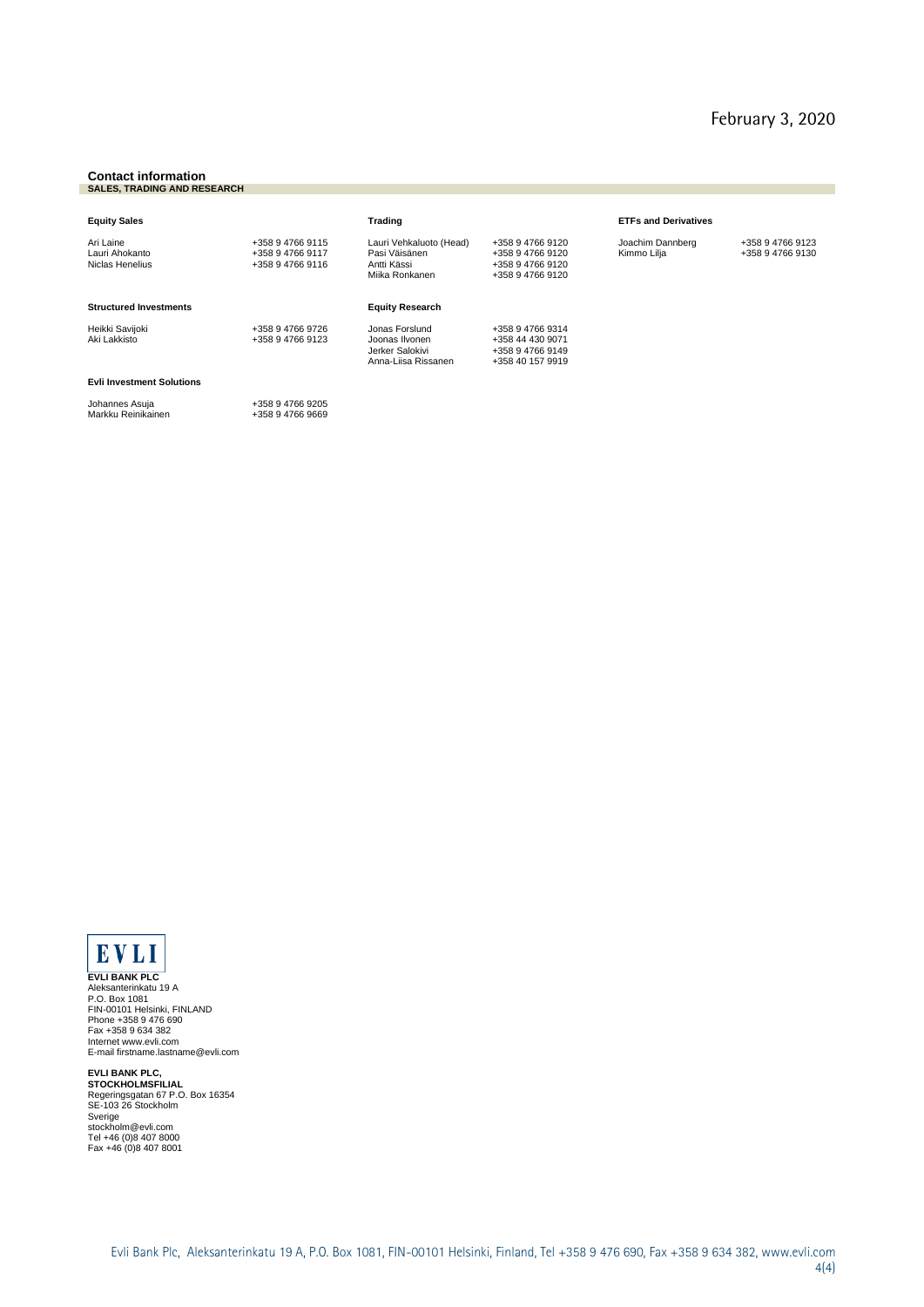February 3, 2020

## Contact information

**SALES, TRADING AND RESEARCH**

**Equity Sales**

| | |
|---|---|
| Ari Laine | +358 9 4766 9115 |
| Lauri Ahokanto | +358 9 4766 9117 |
| Niclas Henelius | +358 9 4766 9116 |

**Trading**

| | |
|---|---|
| Lauri Vehkaluoto (Head) | +358 9 4766 9120 |
| Pasi Väisänen | +358 9 4766 9120 |
| Antti Kässi | +358 9 4766 9120 |
| Miika Ronkanen | +358 9 4766 9120 |

**ETFs and Derivatives**

| | |
|---|---|
| Joachim Dannberg | +358 9 4766 9123 |
| Kimmo Lilja | +358 9 4766 9130 |

**Structured Investments**

| | |
|---|---|
| Heikki Savijoki | +358 9 4766 9726 |
| Aki Lakkisto | +358 9 4766 9123 |

**Equity Research**

| | |
|---|---|
| Jonas Forslund | +358 9 4766 9314 |
| Joonas Ilvonen | +358 44 430 9071 |
| Jerker Salokivi | +358 9 4766 9149 |
| Anna-Liisa Rissanen | +358 40 157 9919 |

**Evli Investment Solutions**

| | |
|---|---|
| Johannes Asuja | +358 9 4766 9205 |
| Markku Reinikainen | +358 9 4766 9669 |

EVLI

**EVLI BANK PLC**
Aleksanterinkatu 19 A
P.O. Box 1081
FIN-00101 Helsinki, FINLAND
Phone +358 9 476 690
Fax +358 9 634 382
Internet www.evli.com
E-mail firstname.lastname@evli.com

**EVLI BANK PLC,**
**STOCKHOLMSFILIAL**
Regeringsgatan 67 P.O. Box 16354
SE-103 26 Stockholm
Sverige
stockholm@evli.com
Tel +46 (0)8 407 8000
Fax +46 (0)8 407 8001

Evli Bank Plc, Aleksanterinkatu 19 A, P.O. Box 1081, FIN-00101 Helsinki, Finland, Tel +358 9 476 690, Fax +358 9 634 382, www.evli.com